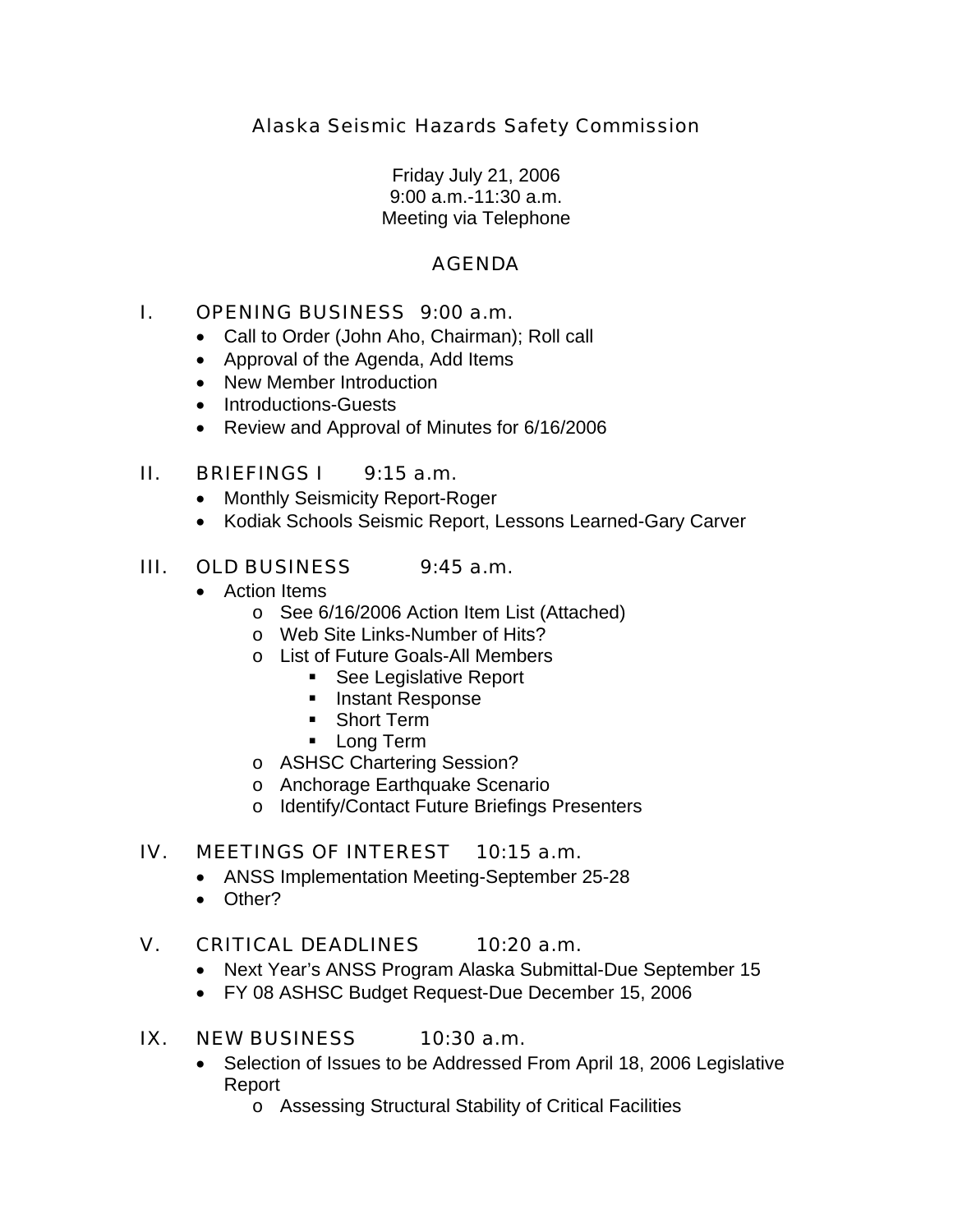# Alaska Seismic Hazards Safety Commission

Friday July 21, 2006
9:00 a.m.-11:30 a.m.
Meeting via Telephone

## AGENDA

### I. OPENING BUSINESS 9:00 a.m.

- Call to Order (John Aho, Chairman); Roll call
- Approval of the Agenda, Add Items
- New Member Introduction
- Introductions-Guests
- Review and Approval of Minutes for 6/16/2006

### II. BRIEFINGS I 9:15 a.m.

- Monthly Seismicity Report-Roger
- Kodiak Schools Seismic Report, Lessons Learned-Gary Carver

### III. OLD BUSINESS 9:45 a.m.

- Action Items
  - See 6/16/2006 Action Item List (Attached)
  - Web Site Links-Number of Hits?
  - List of Future Goals-All Members
    - See Legislative Report
    - Instant Response
    - Short Term
    - Long Term
  - ASHSC Chartering Session?
  - Anchorage Earthquake Scenario
  - Identify/Contact Future Briefings Presenters

### IV. MEETINGS OF INTEREST 10:15 a.m.

- ANSS Implementation Meeting-September 25-28
- Other?

### V. CRITICAL DEADLINES 10:20 a.m.

- Next Year's ANSS Program Alaska Submittal-Due September 15
- FY 08 ASHSC Budget Request-Due December 15, 2006

### IX. NEW BUSINESS 10:30 a.m.

- Selection of Issues to be Addressed From April 18, 2006 Legislative Report
  - Assessing Structural Stability of Critical Facilities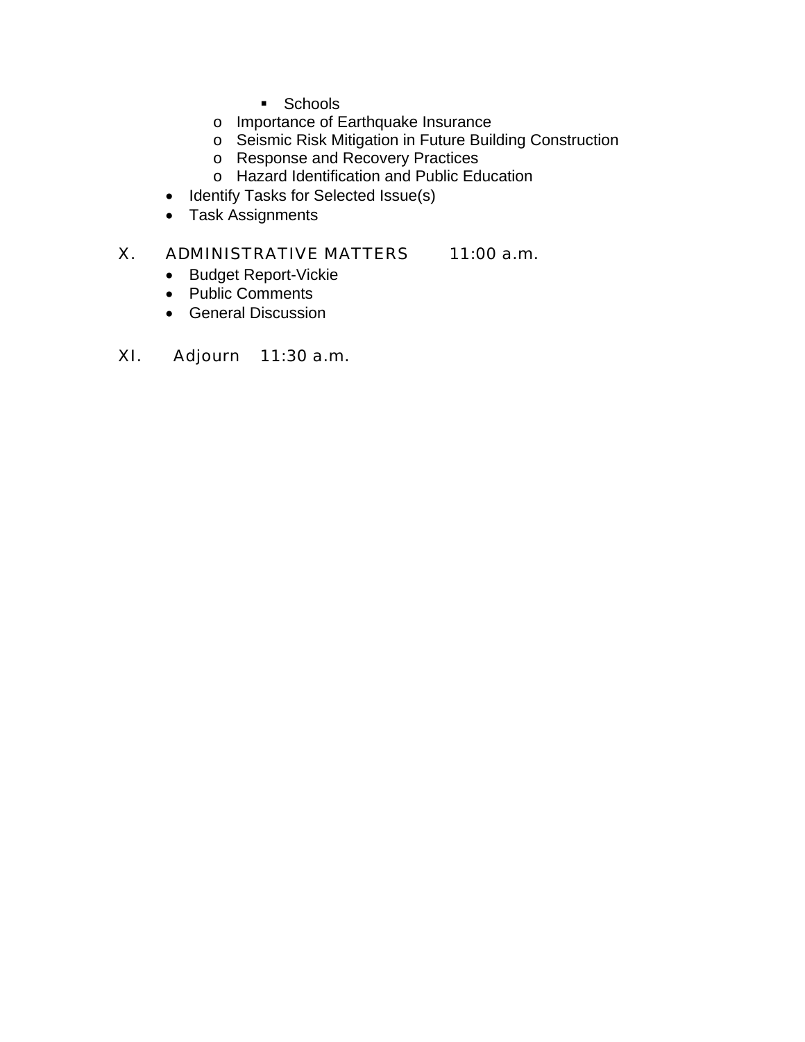- Schools
    - Importance of Earthquake Insurance
    - Seismic Risk Mitigation in Future Building Construction
    - Response and Recovery Practices
    - Hazard Identification and Public Education
- Identify Tasks for Selected Issue(s)
- Task Assignments

X. ADMINISTRATIVE MATTERS 11:00 a.m.

- Budget Report-Vickie
- Public Comments
- General Discussion

XI. Adjourn 11:30 a.m.